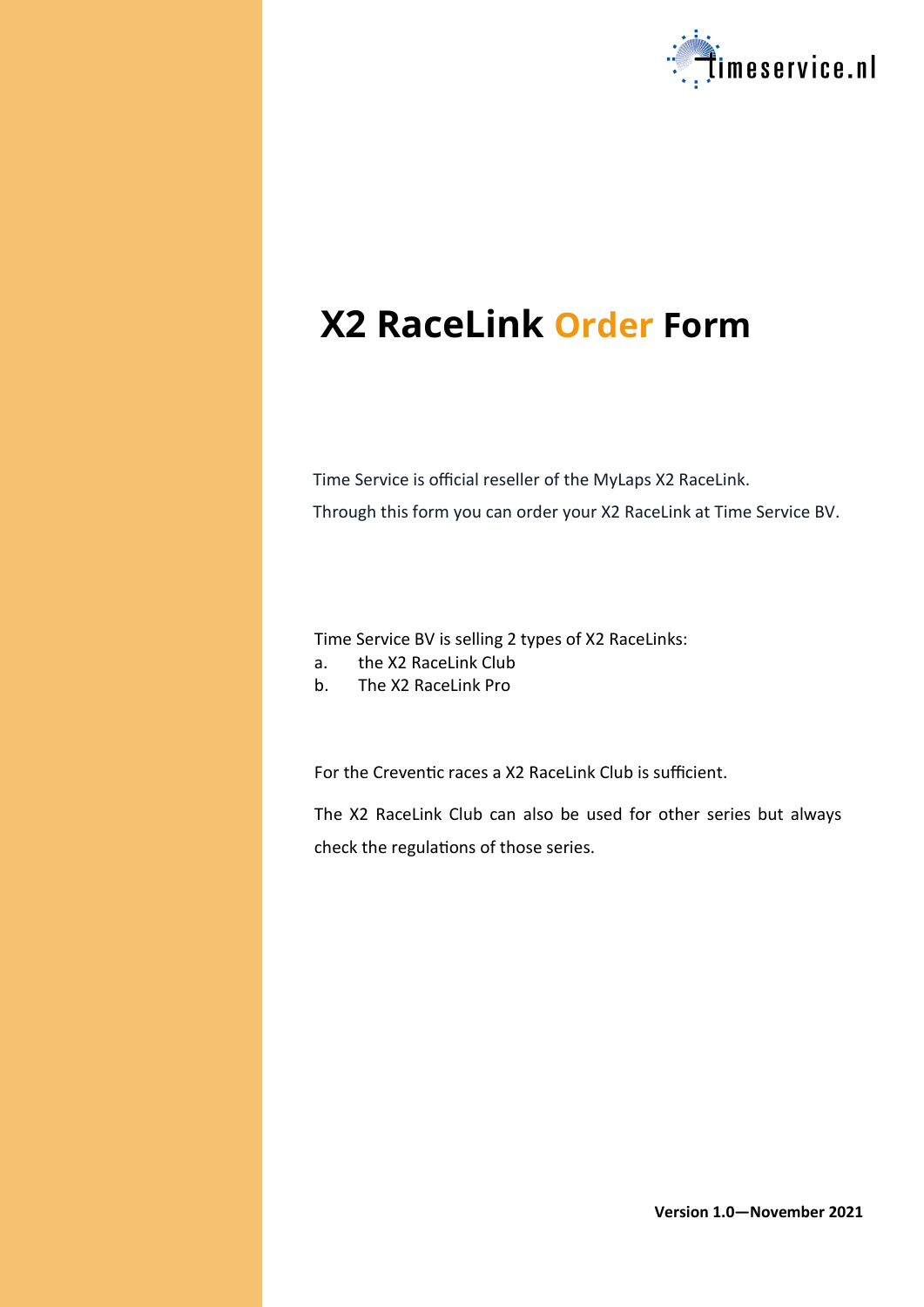# X2 RaceLink Order Form

Time Service is official reseller of the MyLaps X2 RaceLink.

Through this form you can order your X2 RaceLink at Time Service BV.

Time Service BV is selling 2 types of X2 RaceLinks:

a. the X2 RaceLink Club
b. The X2 RaceLink Pro

For the Creventic races a X2 RaceLink Club is sufficient.

The X2 RaceLink Club can also be used for other series but always check the regulations of those series.

**Version 1.0—November 2021**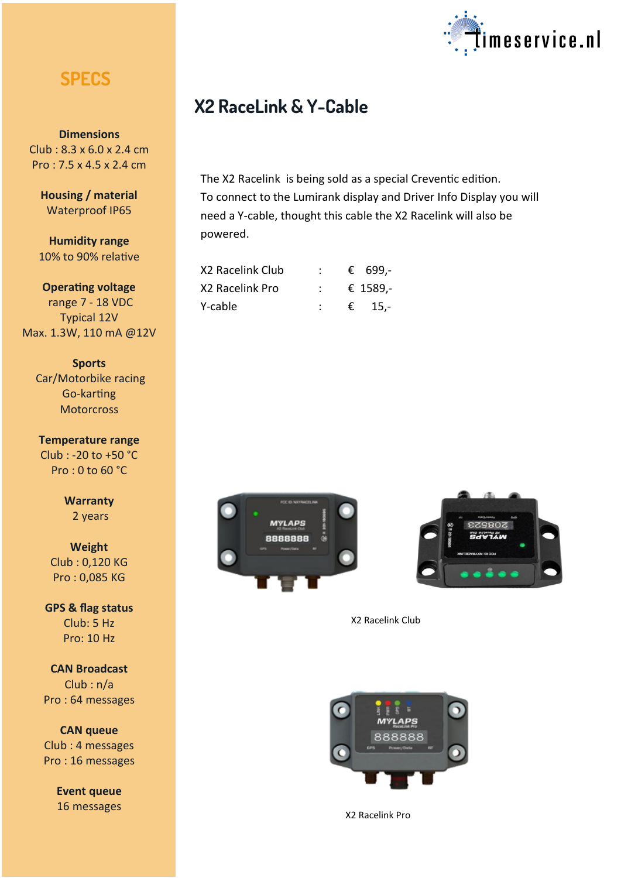## SPECS

**Dimensions**
Club : 8.3 x 6.0 x 2.4 cm
Pro : 7.5 x 4.5 x 2.4 cm

**Housing / material**
Waterproof IP65

**Humidity range**
10% to 90% relative

**Operating voltage**
range 7 - 18 VDC
Typical 12V
Max. 1.3W, 110 mA @12V

**Sports**
Car/Motorbike racing
Go-karting
Motorcross

**Temperature range**
Club : -20 to +50 °C
Pro : 0 to 60 °C

**Warranty**
2 years

**Weight**
Club : 0,120 KG
Pro : 0,085 KG

**GPS & flag status**
Club: 5 Hz
Pro: 10 Hz

**CAN Broadcast**
Club : n/a
Pro : 64 messages

**CAN queue**
Club : 4 messages
Pro : 16 messages

**Event queue**
16 messages

# X2 RaceLink & Y-Cable

The X2 Racelink is being sold as a special Creventic edition.
To connect to the Lumirank display and Driver Info Display you will need a Y-cable, thought this cable the X2 Racelink will also be powered.

| | | |
|---|---|---|
| X2 Racelink Club | : | € 699,- |
| X2 Racelink Pro | : | € 1589,- |
| Y-cable | : | € 15,- |

X2 Racelink Club

X2 Racelink Pro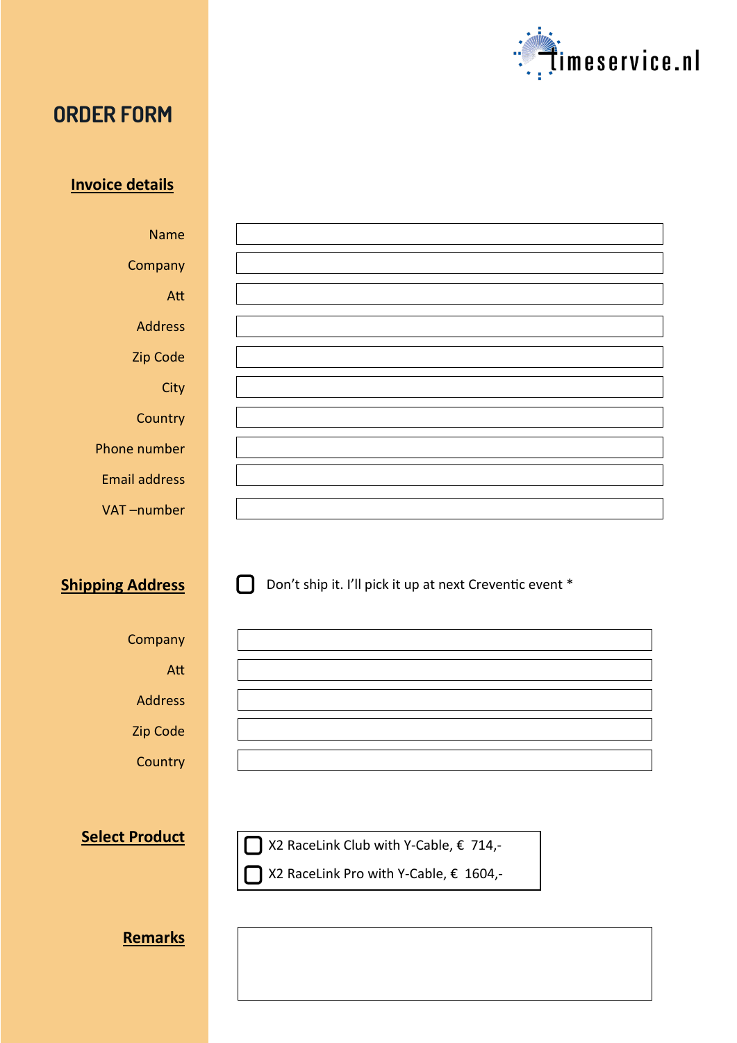timeservice.nl

# ORDER FORM

## Invoice details

Name

Company

Att

Address

Zip Code

City

Country

Phone number

Email address

VAT –number

## Shipping Address

☐ Don't ship it. I'll pick it up at next Creventic event *

Company

Att

Address

Zip Code

Country

## Select Product

☐ X2 RaceLink Club with Y-Cable, € 714,-

☐ X2 RaceLink Pro with Y-Cable, € 1604,-

## Remarks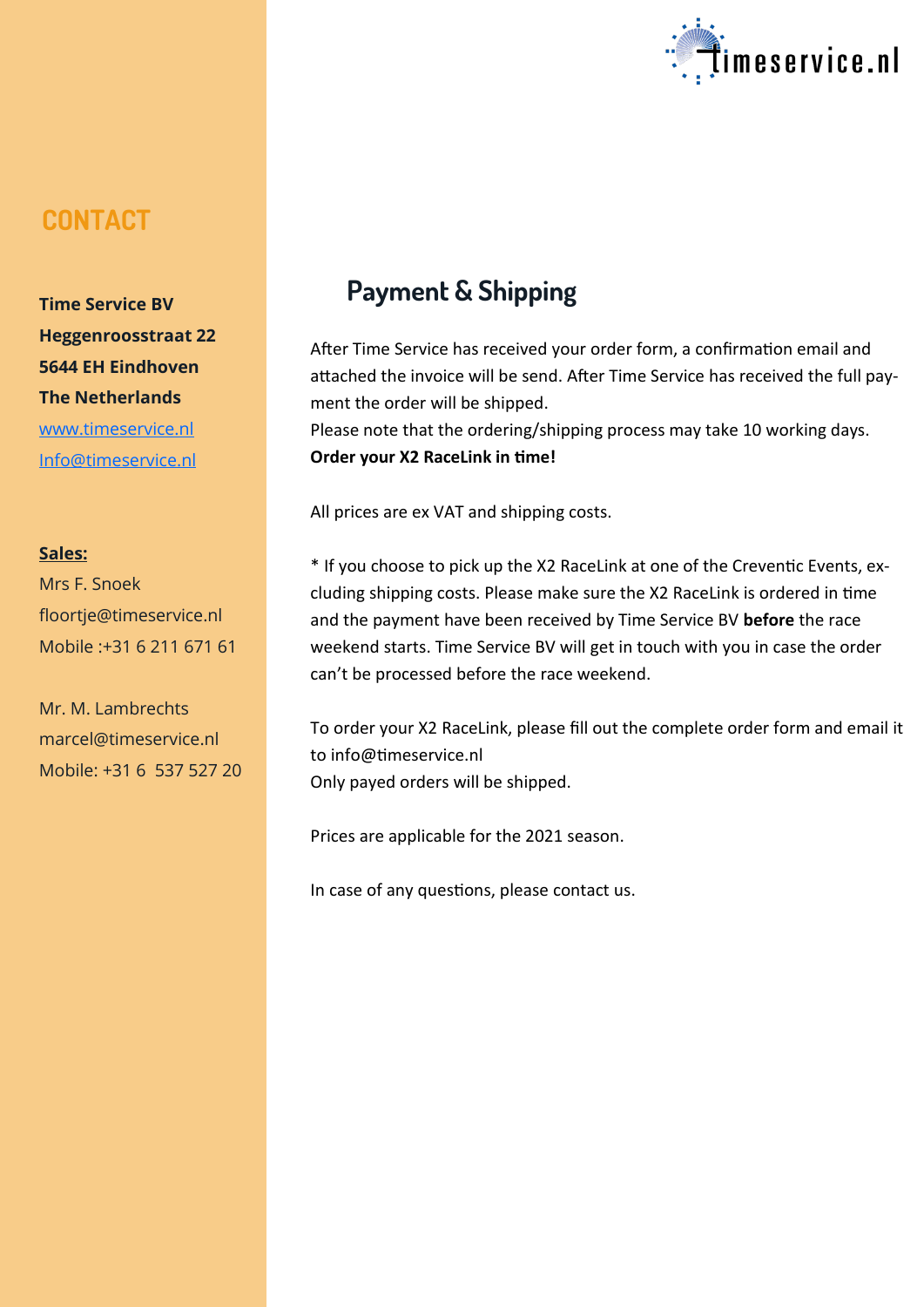timeservice.nl

## CONTACT

**Time Service BV**
**Heggenroosstraat 22**
**5644 EH Eindhoven**
**The Netherlands**
[www.timeservice.nl](http://www.timeservice.nl)
[Info@timeservice.nl](mailto:Info@timeservice.nl)

**Sales:**
Mrs F. Snoek
floortje@timeservice.nl
Mobile :+31 6 211 671 61

Mr. M. Lambrechts
marcel@timeservice.nl
Mobile: +31 6 537 527 20

# Payment & Shipping

After Time Service has received your order form, a confirmation email and attached the invoice will be send. After Time Service has received the full payment the order will be shipped.
Please note that the ordering/shipping process may take 10 working days.
**Order your X2 RaceLink in time!**

All prices are ex VAT and shipping costs.

* If you choose to pick up the X2 RaceLink at one of the Creventic Events, excluding shipping costs. Please make sure the X2 RaceLink is ordered in time and the payment have been received by Time Service BV **before** the race weekend starts. Time Service BV will get in touch with you in case the order can't be processed before the race weekend.

To order your X2 RaceLink, please fill out the complete order form and email it to info@timeservice.nl
Only payed orders will be shipped.

Prices are applicable for the 2021 season.

In case of any questions, please contact us.